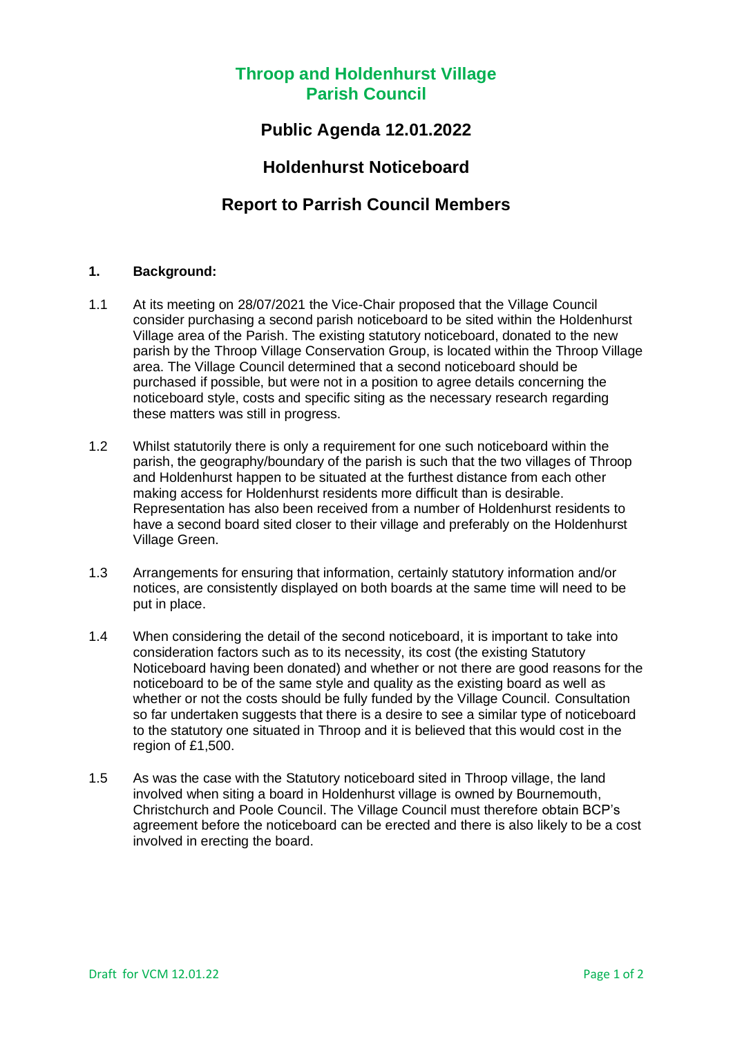# Throop and Holdenhurst Village Parish Council

## Public Agenda 12.01.2022

## Holdenhurst Noticeboard

## Report to Parrish Council Members

### 1. Background:

1.1 At its meeting on 28/07/2021 the Vice-Chair proposed that the Village Council consider purchasing a second parish noticeboard to be sited within the Holdenhurst Village area of the Parish. The existing statutory noticeboard, donated to the new parish by the Throop Village Conservation Group, is located within the Throop Village area. The Village Council determined that a second noticeboard should be purchased if possible, but were not in a position to agree details concerning the noticeboard style, costs and specific siting as the necessary research regarding these matters was still in progress.

1.2 Whilst statutorily there is only a requirement for one such noticeboard within the parish, the geography/boundary of the parish is such that the two villages of Throop and Holdenhurst happen to be situated at the furthest distance from each other making access for Holdenhurst residents more difficult than is desirable. Representation has also been received from a number of Holdenhurst residents to have a second board sited closer to their village and preferably on the Holdenhurst Village Green.

1.3 Arrangements for ensuring that information, certainly statutory information and/or notices, are consistently displayed on both boards at the same time will need to be put in place.

1.4 When considering the detail of the second noticeboard, it is important to take into consideration factors such as to its necessity, its cost (the existing Statutory Noticeboard having been donated) and whether or not there are good reasons for the noticeboard to be of the same style and quality as the existing board as well as whether or not the costs should be fully funded by the Village Council. Consultation so far undertaken suggests that there is a desire to see a similar type of noticeboard to the statutory one situated in Throop and it is believed that this would cost in the region of £1,500.

1.5 As was the case with the Statutory noticeboard sited in Throop village, the land involved when siting a board in Holdenhurst village is owned by Bournemouth, Christchurch and Poole Council. The Village Council must therefore obtain BCP's agreement before the noticeboard can be erected and there is also likely to be a cost involved in erecting the board.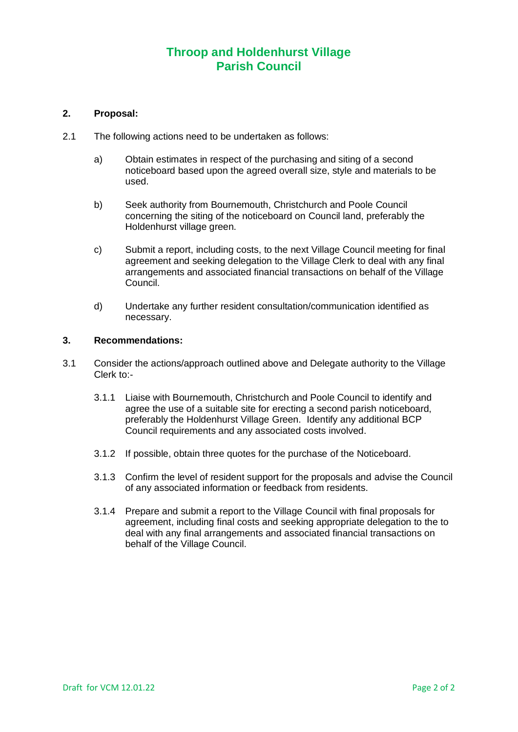# Throop and Holdenhurst Village Parish Council

**2. Proposal:**

2.1 The following actions need to be undertaken as follows:

a) Obtain estimates in respect of the purchasing and siting of a second noticeboard based upon the agreed overall size, style and materials to be used.

b) Seek authority from Bournemouth, Christchurch and Poole Council concerning the siting of the noticeboard on Council land, preferably the Holdenhurst village green.

c) Submit a report, including costs, to the next Village Council meeting for final agreement and seeking delegation to the Village Clerk to deal with any final arrangements and associated financial transactions on behalf of the Village Council.

d) Undertake any further resident consultation/communication identified as necessary.

**3. Recommendations:**

3.1 Consider the actions/approach outlined above and Delegate authority to the Village Clerk to:-

3.1.1 Liaise with Bournemouth, Christchurch and Poole Council to identify and agree the use of a suitable site for erecting a second parish noticeboard, preferably the Holdenhurst Village Green. Identify any additional BCP Council requirements and any associated costs involved.

3.1.2 If possible, obtain three quotes for the purchase of the Noticeboard.

3.1.3 Confirm the level of resident support for the proposals and advise the Council of any associated information or feedback from residents.

3.1.4 Prepare and submit a report to the Village Council with final proposals for agreement, including final costs and seeking appropriate delegation to the to deal with any final arrangements and associated financial transactions on behalf of the Village Council.

Draft for VCM 12.01.22